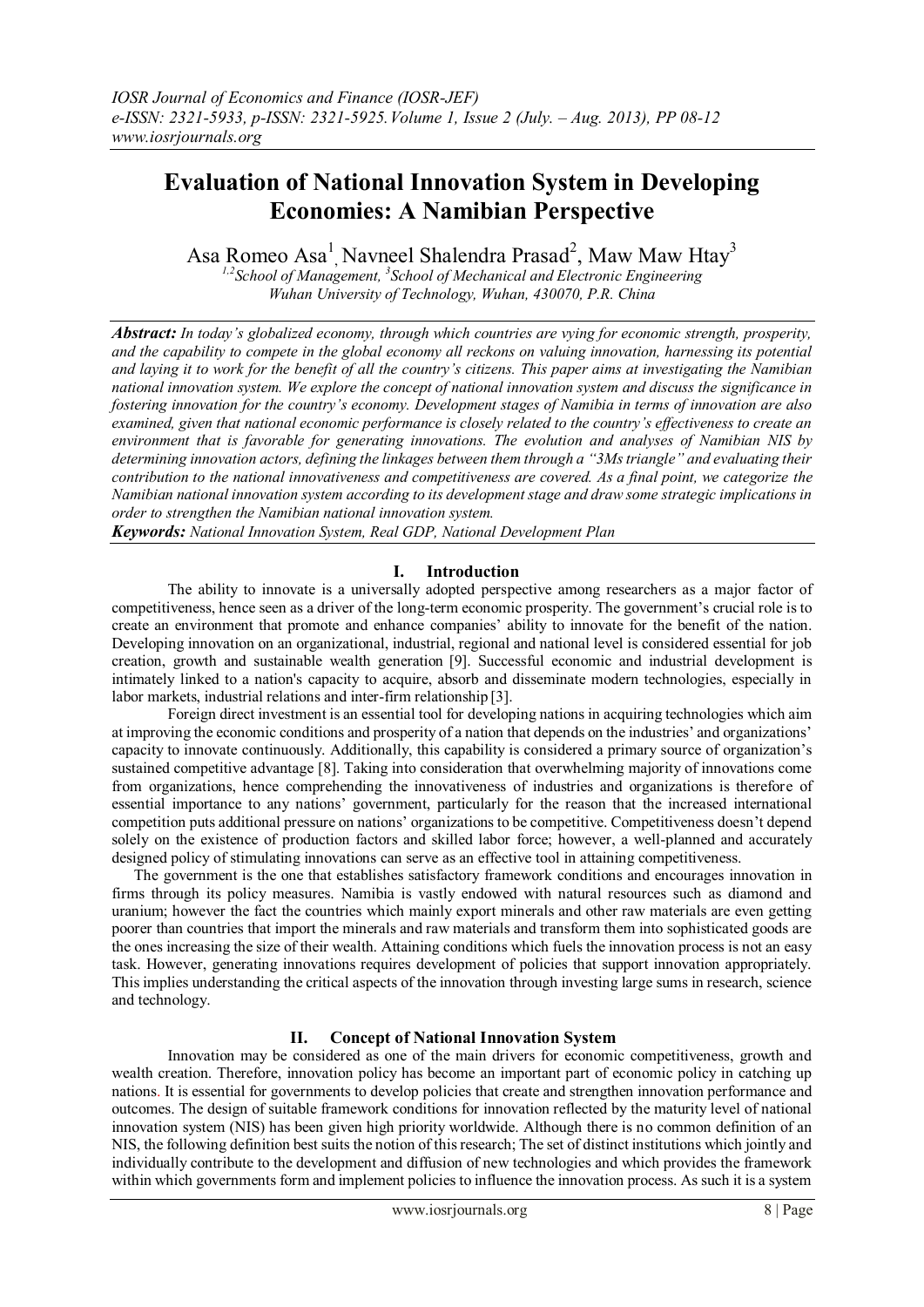# Evaluation of National Innovation System in Developing Economies: A Namibian Perspective

Asa Romeo Asa[1], Navneel Shalendra Prasad[2], Maw Maw Htay[3]

*[1,2]School of Management, [3]School of Mechanical and Electronic Engineering*
*Wuhan University of Technology, Wuhan, 430070, P.R. China*

***Abstract:*** *In today's globalized economy, through which countries are vying for economic strength, prosperity, and the capability to compete in the global economy all reckons on valuing innovation, harnessing its potential and laying it to work for the benefit of all the country's citizens. This paper aims at investigating the Namibian national innovation system. We explore the concept of national innovation system and discuss the significance in fostering innovation for the country's economy. Development stages of Namibia in terms of innovation are also examined, given that national economic performance is closely related to the country's effectiveness to create an environment that is favorable for generating innovations. The evolution and analyses of Namibian NIS by determining innovation actors, defining the linkages between them through a "3Ms triangle" and evaluating their contribution to the national innovativeness and competitiveness are covered. As a final point, we categorize the Namibian national innovation system according to its development stage and draw some strategic implications in order to strengthen the Namibian national innovation system.*

***Keywords:*** *National Innovation System, Real GDP, National Development Plan*

## I. Introduction

The ability to innovate is a universally adopted perspective among researchers as a major factor of competitiveness, hence seen as a driver of the long-term economic prosperity. The government's crucial role is to create an environment that promote and enhance companies' ability to innovate for the benefit of the nation. Developing innovation on an organizational, industrial, regional and national level is considered essential for job creation, growth and sustainable wealth generation [9]. Successful economic and industrial development is intimately linked to a nation's capacity to acquire, absorb and disseminate modern technologies, especially in labor markets, industrial relations and inter-firm relationship [3].

Foreign direct investment is an essential tool for developing nations in acquiring technologies which aim at improving the economic conditions and prosperity of a nation that depends on the industries' and organizations' capacity to innovate continuously. Additionally, this capability is considered a primary source of organization's sustained competitive advantage [8]. Taking into consideration that overwhelming majority of innovations come from organizations, hence comprehending the innovativeness of industries and organizations is therefore of essential importance to any nations' government, particularly for the reason that the increased international competition puts additional pressure on nations' organizations to be competitive. Competitiveness doesn't depend solely on the existence of production factors and skilled labor force; however, a well-planned and accurately designed policy of stimulating innovations can serve as an effective tool in attaining competitiveness.

The government is the one that establishes satisfactory framework conditions and encourages innovation in firms through its policy measures. Namibia is vastly endowed with natural resources such as diamond and uranium; however the fact the countries which mainly export minerals and other raw materials are even getting poorer than countries that import the minerals and raw materials and transform them into sophisticated goods are the ones increasing the size of their wealth. Attaining conditions which fuels the innovation process is not an easy task. However, generating innovations requires development of policies that support innovation appropriately. This implies understanding the critical aspects of the innovation through investing large sums in research, science and technology.

## II. Concept of National Innovation System

Innovation may be considered as one of the main drivers for economic competitiveness, growth and wealth creation. Therefore, innovation policy has become an important part of economic policy in catching up nations. It is essential for governments to develop policies that create and strengthen innovation performance and outcomes. The design of suitable framework conditions for innovation reflected by the maturity level of national innovation system (NIS) has been given high priority worldwide. Although there is no common definition of an NIS, the following definition best suits the notion of this research; The set of distinct institutions which jointly and individually contribute to the development and diffusion of new technologies and which provides the framework within which governments form and implement policies to influence the innovation process. As such it is a system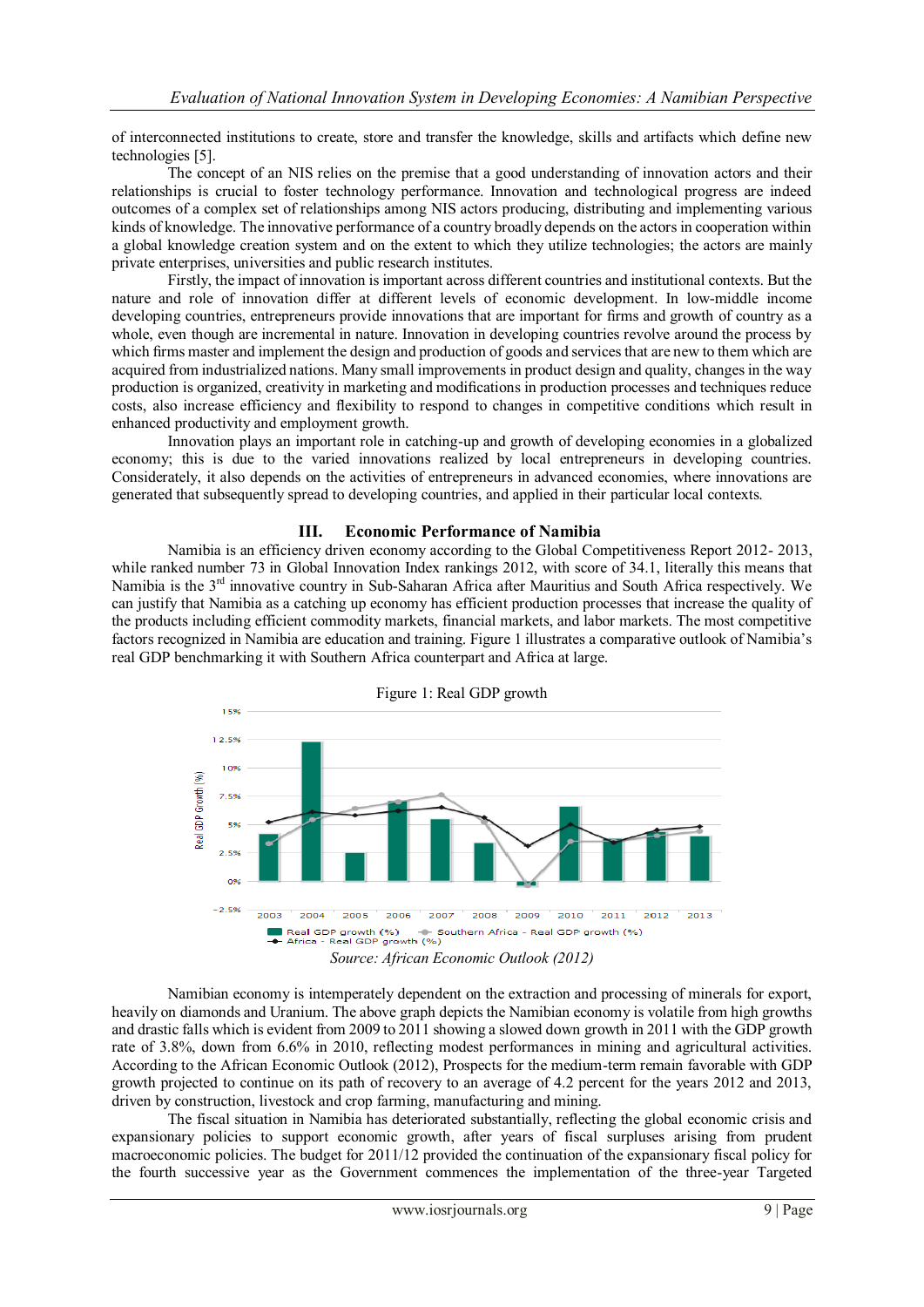of interconnected institutions to create, store and transfer the knowledge, skills and artifacts which define new technologies [5].

The concept of an NIS relies on the premise that a good understanding of innovation actors and their relationships is crucial to foster technology performance. Innovation and technological progress are indeed outcomes of a complex set of relationships among NIS actors producing, distributing and implementing various kinds of knowledge. The innovative performance of a country broadly depends on the actors in cooperation within a global knowledge creation system and on the extent to which they utilize technologies; the actors are mainly private enterprises, universities and public research institutes.

Firstly, the impact of innovation is important across different countries and institutional contexts. But the nature and role of innovation differ at different levels of economic development. In low-middle income developing countries, entrepreneurs provide innovations that are important for firms and growth of country as a whole, even though are incremental in nature. Innovation in developing countries revolve around the process by which firms master and implement the design and production of goods and services that are new to them which are acquired from industrialized nations. Many small improvements in product design and quality, changes in the way production is organized, creativity in marketing and modifications in production processes and techniques reduce costs, also increase efficiency and flexibility to respond to changes in competitive conditions which result in enhanced productivity and employment growth.

Innovation plays an important role in catching-up and growth of developing economies in a globalized economy; this is due to the varied innovations realized by local entrepreneurs in developing countries. Considerately, it also depends on the activities of entrepreneurs in advanced economies, where innovations are generated that subsequently spread to developing countries, and applied in their particular local contexts.

## III. Economic Performance of Namibia

Namibia is an efficiency driven economy according to the Global Competitiveness Report 2012- 2013, while ranked number 73 in Global Innovation Index rankings 2012, with score of 34.1, literally this means that Namibia is the 3rd innovative country in Sub-Saharan Africa after Mauritius and South Africa respectively. We can justify that Namibia as a catching up economy has efficient production processes that increase the quality of the products including efficient commodity markets, financial markets, and labor markets. The most competitive factors recognized in Namibia are education and training. Figure 1 illustrates a comparative outlook of Namibia's real GDP benchmarking it with Southern Africa counterpart and Africa at large.

Figure 1: Real GDP growth

*Source: African Economic Outlook (2012)*

Namibian economy is intemperately dependent on the extraction and processing of minerals for export, heavily on diamonds and Uranium. The above graph depicts the Namibian economy is volatile from high growths and drastic falls which is evident from 2009 to 2011 showing a slowed down growth in 2011 with the GDP growth rate of 3.8%, down from 6.6% in 2010, reflecting modest performances in mining and agricultural activities. According to the African Economic Outlook (2012), Prospects for the medium-term remain favorable with GDP growth projected to continue on its path of recovery to an average of 4.2 percent for the years 2012 and 2013, driven by construction, livestock and crop farming, manufacturing and mining.

The fiscal situation in Namibia has deteriorated substantially, reflecting the global economic crisis and expansionary policies to support economic growth, after years of fiscal surpluses arising from prudent macroeconomic policies. The budget for 2011/12 provided the continuation of the expansionary fiscal policy for the fourth successive year as the Government commences the implementation of the three-year Targeted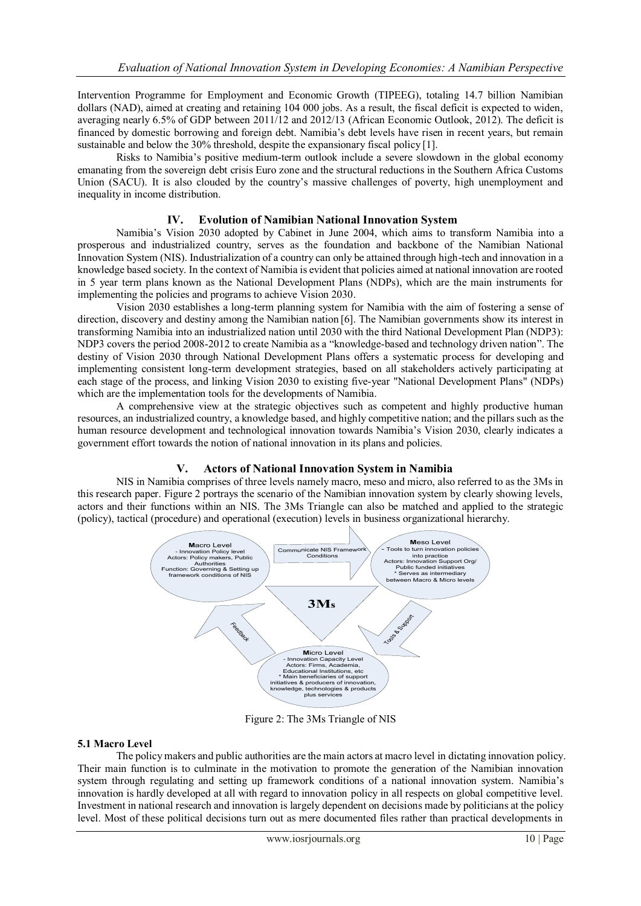Intervention Programme for Employment and Economic Growth (TIPEEG), totaling 14.7 billion Namibian dollars (NAD), aimed at creating and retaining 104 000 jobs. As a result, the fiscal deficit is expected to widen, averaging nearly 6.5% of GDP between 2011/12 and 2012/13 (African Economic Outlook, 2012). The deficit is financed by domestic borrowing and foreign debt. Namibia's debt levels have risen in recent years, but remain sustainable and below the 30% threshold, despite the expansionary fiscal policy [1].

Risks to Namibia's positive medium-term outlook include a severe slowdown in the global economy emanating from the sovereign debt crisis Euro zone and the structural reductions in the Southern Africa Customs Union (SACU). It is also clouded by the country's massive challenges of poverty, high unemployment and inequality in income distribution.

## IV. Evolution of Namibian National Innovation System

Namibia's Vision 2030 adopted by Cabinet in June 2004, which aims to transform Namibia into a prosperous and industrialized country, serves as the foundation and backbone of the Namibian National Innovation System (NIS). Industrialization of a country can only be attained through high-tech and innovation in a knowledge based society. In the context of Namibia is evident that policies aimed at national innovation are rooted in 5 year term plans known as the National Development Plans (NDPs), which are the main instruments for implementing the policies and programs to achieve Vision 2030.

Vision 2030 establishes a long-term planning system for Namibia with the aim of fostering a sense of direction, discovery and destiny among the Namibian nation [6]. The Namibian governments show its interest in transforming Namibia into an industrialized nation until 2030 with the third National Development Plan (NDP3): NDP3 covers the period 2008-2012 to create Namibia as a "knowledge-based and technology driven nation". The destiny of Vision 2030 through National Development Plans offers a systematic process for developing and implementing consistent long-term development strategies, based on all stakeholders actively participating at each stage of the process, and linking Vision 2030 to existing five-year "National Development Plans" (NDPs) which are the implementation tools for the developments of Namibia.

A comprehensive view at the strategic objectives such as competent and highly productive human resources, an industrialized country, a knowledge based, and highly competitive nation; and the pillars such as the human resource development and technological innovation towards Namibia's Vision 2030, clearly indicates a government effort towards the notion of national innovation in its plans and policies.

## V. Actors of National Innovation System in Namibia

NIS in Namibia comprises of three levels namely macro, meso and micro, also referred to as the 3Ms in this research paper. Figure 2 portrays the scenario of the Namibian innovation system by clearly showing levels, actors and their functions within an NIS. The 3Ms Triangle can also be matched and applied to the strategic (policy), tactical (procedure) and operational (execution) levels in business organizational hierarchy.

**M**acro Level
- Innovation Policy level
Actors: Policy makers, Public Authorities
Function: Governing & Setting up framework conditions of NIS

Communicate NIS Framework Conditions

**M**eso Level
- Tools to turn innovation policies into practice
Actors: Innovation Support Org/ Public funded initiatives
* Serves as intermediary between Macro & Micro levels

**3Ms**

Feedback

Tools & Support

**M**icro Level
- Innovation Capacity Level
Actors: Firms, Academia, Educational Institutions, etc
* Main beneficiaries of support initiatives & producers of innovation, knowledge, technologies & products plus services

Figure 2: The 3Ms Triangle of NIS

### 5.1 Macro Level

The policy makers and public authorities are the main actors at macro level in dictating innovation policy. Their main function is to culminate in the motivation to promote the generation of the Namibian innovation system through regulating and setting up framework conditions of a national innovation system. Namibia's innovation is hardly developed at all with regard to innovation policy in all respects on global competitive level. Investment in national research and innovation is largely dependent on decisions made by politicians at the policy level. Most of these political decisions turn out as mere documented files rather than practical developments in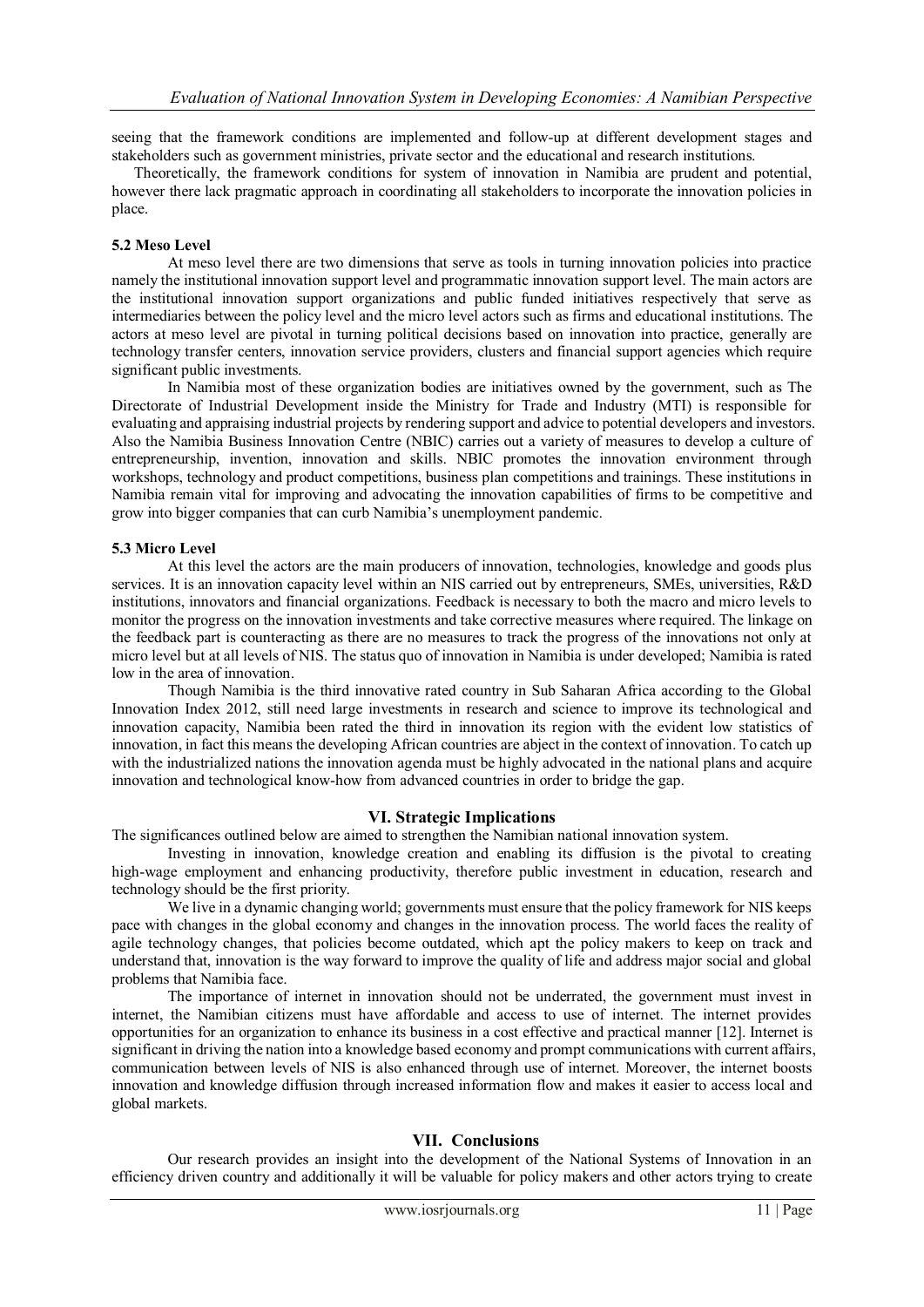seeing that the framework conditions are implemented and follow-up at different development stages and stakeholders such as government ministries, private sector and the educational and research institutions.

Theoretically, the framework conditions for system of innovation in Namibia are prudent and potential, however there lack pragmatic approach in coordinating all stakeholders to incorporate the innovation policies in place.

### 5.2 Meso Level

At meso level there are two dimensions that serve as tools in turning innovation policies into practice namely the institutional innovation support level and programmatic innovation support level. The main actors are the institutional innovation support organizations and public funded initiatives respectively that serve as intermediaries between the policy level and the micro level actors such as firms and educational institutions. The actors at meso level are pivotal in turning political decisions based on innovation into practice, generally are technology transfer centers, innovation service providers, clusters and financial support agencies which require significant public investments.

In Namibia most of these organization bodies are initiatives owned by the government, such as The Directorate of Industrial Development inside the Ministry for Trade and Industry (MTI) is responsible for evaluating and appraising industrial projects by rendering support and advice to potential developers and investors. Also the Namibia Business Innovation Centre (NBIC) carries out a variety of measures to develop a culture of entrepreneurship, invention, innovation and skills. NBIC promotes the innovation environment through workshops, technology and product competitions, business plan competitions and trainings. These institutions in Namibia remain vital for improving and advocating the innovation capabilities of firms to be competitive and grow into bigger companies that can curb Namibia's unemployment pandemic.

### 5.3 Micro Level

At this level the actors are the main producers of innovation, technologies, knowledge and goods plus services. It is an innovation capacity level within an NIS carried out by entrepreneurs, SMEs, universities, R&D institutions, innovators and financial organizations. Feedback is necessary to both the macro and micro levels to monitor the progress on the innovation investments and take corrective measures where required. The linkage on the feedback part is counteracting as there are no measures to track the progress of the innovations not only at micro level but at all levels of NIS. The status quo of innovation in Namibia is under developed; Namibia is rated low in the area of innovation.

Though Namibia is the third innovative rated country in Sub Saharan Africa according to the Global Innovation Index 2012, still need large investments in research and science to improve its technological and innovation capacity, Namibia been rated the third in innovation its region with the evident low statistics of innovation, in fact this means the developing African countries are abject in the context of innovation. To catch up with the industrialized nations the innovation agenda must be highly advocated in the national plans and acquire innovation and technological know-how from advanced countries in order to bridge the gap.

## VI. Strategic Implications

The significances outlined below are aimed to strengthen the Namibian national innovation system.

Investing in innovation, knowledge creation and enabling its diffusion is the pivotal to creating high-wage employment and enhancing productivity, therefore public investment in education, research and technology should be the first priority.

We live in a dynamic changing world; governments must ensure that the policy framework for NIS keeps pace with changes in the global economy and changes in the innovation process. The world faces the reality of agile technology changes, that policies become outdated, which apt the policy makers to keep on track and understand that, innovation is the way forward to improve the quality of life and address major social and global problems that Namibia face.

The importance of internet in innovation should not be underrated, the government must invest in internet, the Namibian citizens must have affordable and access to use of internet. The internet provides opportunities for an organization to enhance its business in a cost effective and practical manner [12]. Internet is significant in driving the nation into a knowledge based economy and prompt communications with current affairs, communication between levels of NIS is also enhanced through use of internet. Moreover, the internet boosts innovation and knowledge diffusion through increased information flow and makes it easier to access local and global markets.

## VII. Conclusions

Our research provides an insight into the development of the National Systems of Innovation in an efficiency driven country and additionally it will be valuable for policy makers and other actors trying to create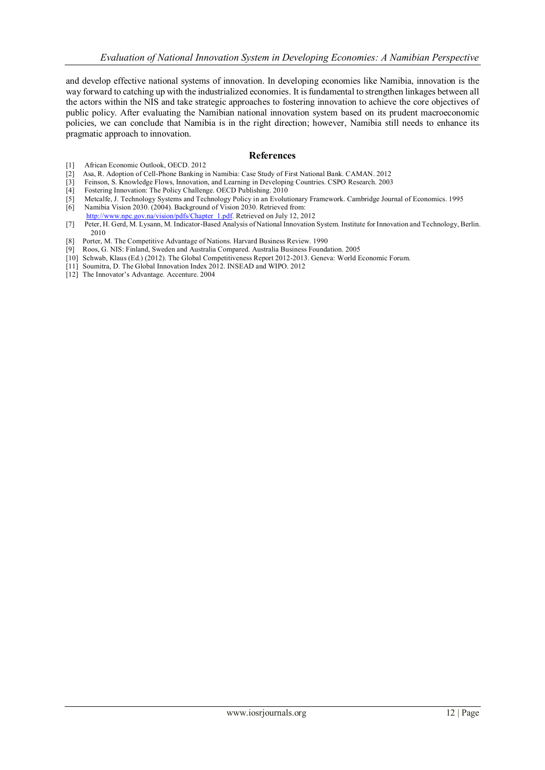and develop effective national systems of innovation. In developing economies like Namibia, innovation is the way forward to catching up with the industrialized economies. It is fundamental to strengthen linkages between all the actors within the NIS and take strategic approaches to fostering innovation to achieve the core objectives of public policy. After evaluating the Namibian national innovation system based on its prudent macroeconomic policies, we can conclude that Namibia is in the right direction; however, Namibia still needs to enhance its pragmatic approach to innovation.

## References

[1] African Economic Outlook, OECD. 2012
[2] Asa, R. Adoption of Cell-Phone Banking in Namibia: Case Study of First National Bank. CAMAN. 2012
[3] Feinson, S. Knowledge Flows, Innovation, and Learning in Developing Countries. CSPO Research. 2003
[4] Fostering Innovation: The Policy Challenge. OECD Publishing. 2010
[5] Metcalfe, J. Technology Systems and Technology Policy in an Evolutionary Framework. Cambridge Journal of Economics. 1995
[6] Namibia Vision 2030. (2004). Background of Vision 2030. Retrieved from: http://www.npc.gov.na/vision/pdfs/Chapter_1.pdf. Retrieved on July 12, 2012
[7] Peter, H. Gerd, M. Lysann, M. Indicator-Based Analysis of National Innovation System. Institute for Innovation and Technology, Berlin. 2010
[8] Porter, M. The Competitive Advantage of Nations. Harvard Business Review. 1990
[9] Roos, G. NIS: Finland, Sweden and Australia Compared. Australia Business Foundation. 2005
[10] Schwab, Klaus (Ed.) (2012). The Global Competitiveness Report 2012-2013. Geneva: World Economic Forum.
[11] Soumitra, D. The Global Innovation Index 2012. INSEAD and WIPO. 2012
[12] The Innovator's Advantage. Accenture. 2004